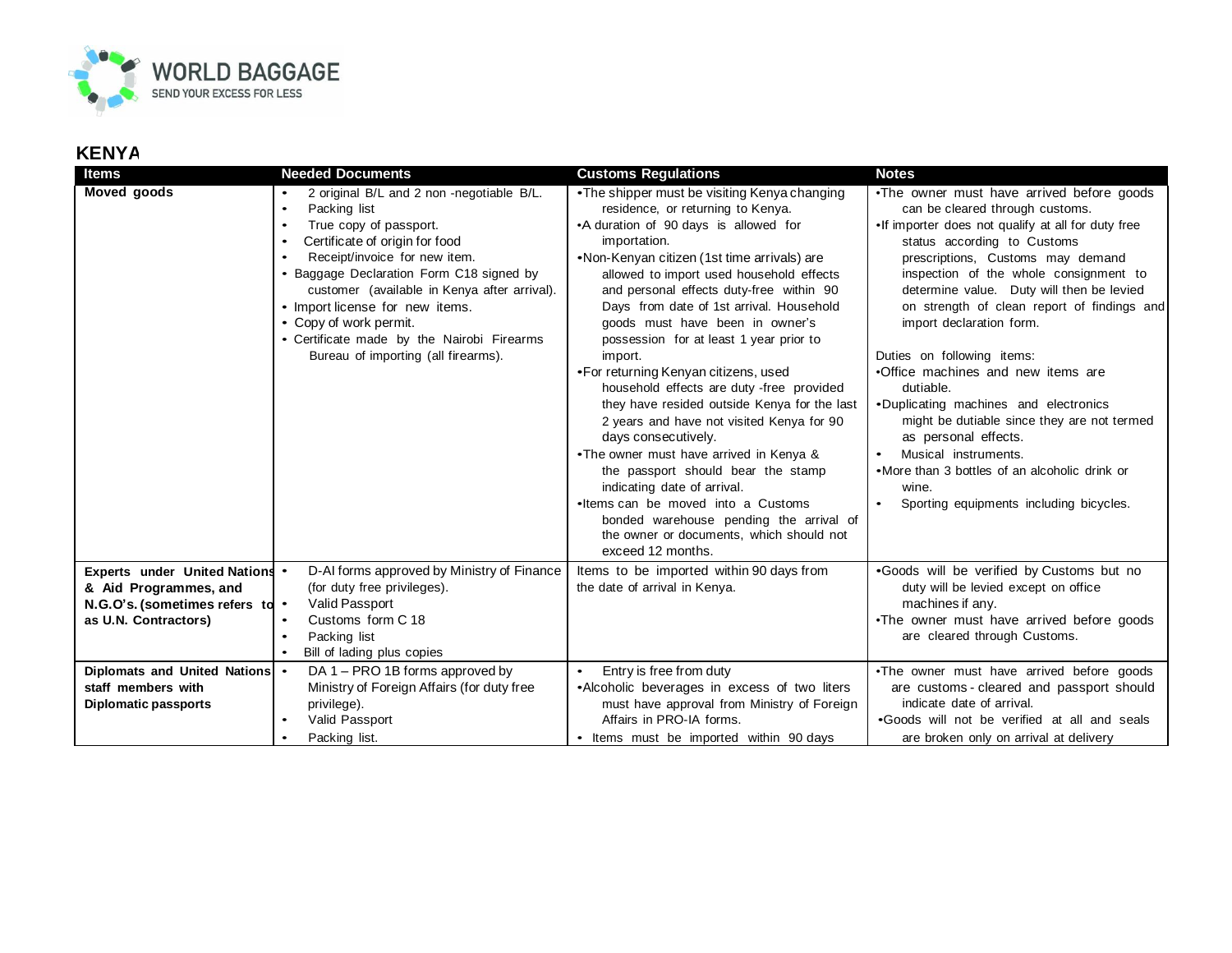## KENYA

| Items | Needed Documents | Customs Regulations | Notes |
|---|---|---|---|
| **Moved goods** | • 2 original B/L and 2 non -negotiable B/L.<br>• Packing list<br>• True copy of passport.<br>• Certificate of origin for food<br>• Receipt/invoice for new item.<br>• Baggage Declaration Form C18 signed by customer (available in Kenya after arrival).<br>• Import license for new items.<br>• Copy of work permit.<br>• Certificate made by the Nairobi Firearms Bureau of importing (all firearms). | •The shipper must be visiting Kenya changing residence, or returning to Kenya.<br>•A duration of 90 days is allowed for importation.<br>•Non-Kenyan citizen (1st time arrivals) are allowed to import used household effects and personal effects duty-free within 90 Days from date of 1st arrival. Household goods must have been in owner's possession for at least 1 year prior to import.<br>•For returning Kenyan citizens, used household effects are duty -free provided they have resided outside Kenya for the last 2 years and have not visited Kenya for 90 days consecutively.<br>•The owner must have arrived in Kenya & the passport should bear the stamp indicating date of arrival.<br>•Items can be moved into a Customs bonded warehouse pending the arrival of the owner or documents, which should not exceed 12 months. | •The owner must have arrived before goods can be cleared through customs.<br>•If importer does not qualify at all for duty free status according to Customs prescriptions, Customs may demand inspection of the whole consignment to determine value. Duty will then be levied on strength of clean report of findings and import declaration form.<br><br>Duties on following items:<br>•Office machines and new items are dutiable.<br>•Duplicating machines and electronics might be dutiable since they are not termed as personal effects.<br>• Musical instruments.<br>•More than 3 bottles of an alcoholic drink or wine.<br>• Sporting equipments including bicycles. |
| **Experts under United Nations & Aid Programmes, and N.G.O's. (sometimes refers to as U.N. Contractors)** | • D-AI forms approved by Ministry of Finance (for duty free privileges).<br>• Valid Passport<br>• Customs form C 18<br>• Packing list<br>• Bill of lading plus copies | Items to be imported within 90 days from the date of arrival in Kenya. | •Goods will be verified by Customs but no duty will be levied except on office machines if any.<br>•The owner must have arrived before goods are cleared through Customs. |
| **Diplomats and United Nations staff members with Diplomatic passports** | • DA 1 – PRO 1B forms approved by Ministry of Foreign Affairs (for duty free privilege).<br>• Valid Passport<br>• Packing list. | • Entry is free from duty<br>•Alcoholic beverages in excess of two liters must have approval from Ministry of Foreign Affairs in PRO-IA forms.<br>• Items must be imported within 90 days | •The owner must have arrived before goods are customs - cleared and passport should indicate date of arrival.<br>•Goods will not be verified at all and seals are broken only on arrival at delivery |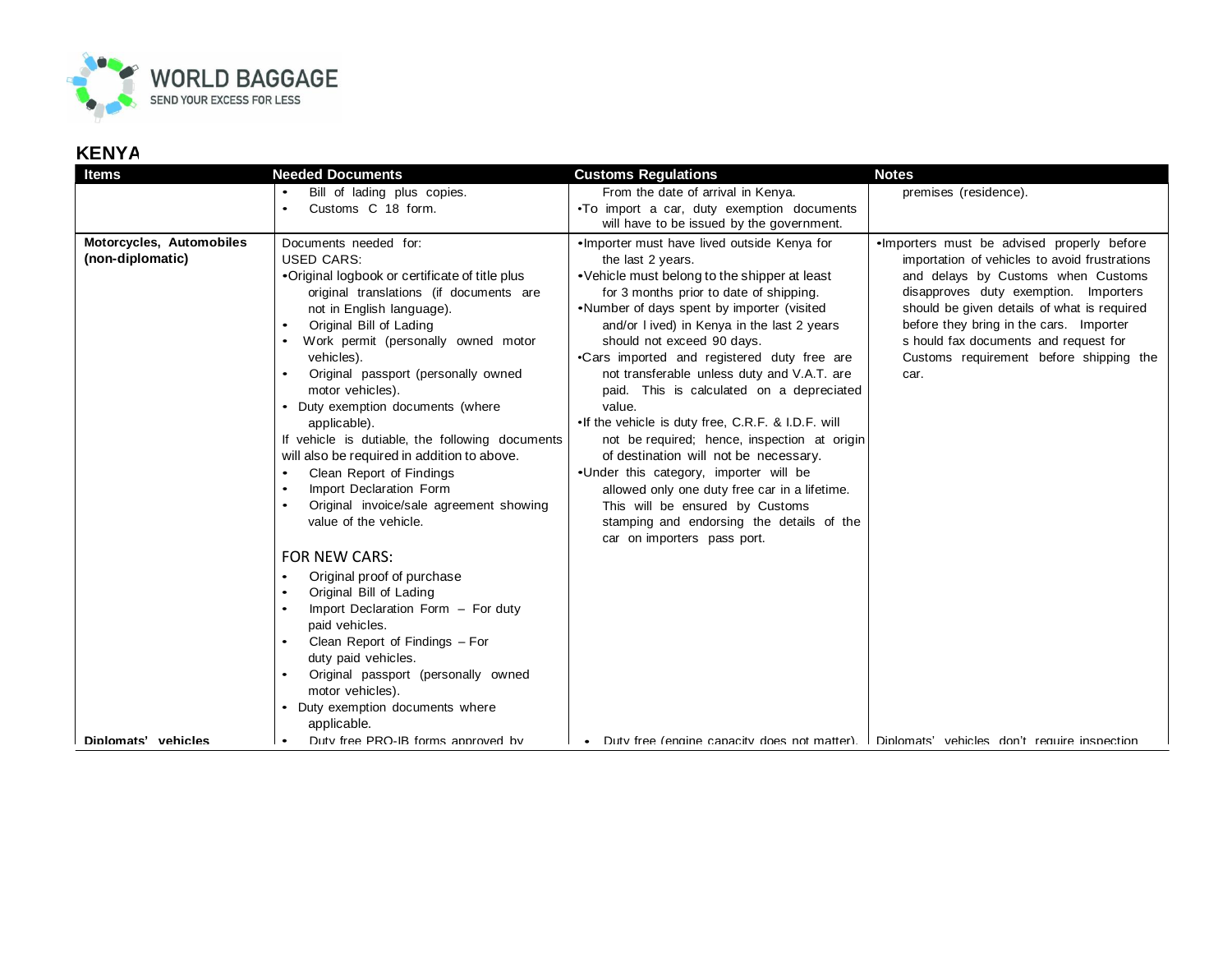## KENYA

| Items | Needed Documents | Customs Regulations | Notes |
|---|---|---|---|
| | • Bill of lading plus copies.<br>• Customs C 18 form. | From the date of arrival in Kenya.<br>•To import a car, duty exemption documents will have to be issued by the government. | premises (residence). |
| **Motorcycles, Automobiles (non-diplomatic)** | Documents needed for:<br>USED CARS:<br>•Original logbook or certificate of title plus original translations (if documents are not in English language).<br>• Original Bill of Lading<br>• Work permit (personally owned motor vehicles).<br>• Original passport (personally owned motor vehicles).<br>• Duty exemption documents (where applicable).<br>If vehicle is dutiable, the following documents will also be required in addition to above.<br>• Clean Report of Findings<br>• Import Declaration Form<br>• Original invoice/sale agreement showing value of the vehicle.<br><br>FOR NEW CARS:<br>• Original proof of purchase<br>• Original Bill of Lading<br>• Import Declaration Form – For duty paid vehicles.<br>• Clean Report of Findings – For duty paid vehicles.<br>• Original passport (personally owned motor vehicles).<br>• Duty exemption documents where applicable. | •Importer must have lived outside Kenya for the last 2 years.<br>•Vehicle must belong to the shipper at least for 3 months prior to date of shipping.<br>•Number of days spent by importer (visited and/or l ived) in Kenya in the last 2 years should not exceed 90 days.<br>•Cars imported and registered duty free are not transferable unless duty and V.A.T. are paid. This is calculated on a depreciated value.<br>•If the vehicle is duty free, C.R.F. & I.D.F. will not be required; hence, inspection at origin of destination will not be necessary.<br>•Under this category, importer will be allowed only one duty free car in a lifetime. This will be ensured by Customs stamping and endorsing the details of the car on importers pass port. | •Importers must be advised properly before importation of vehicles to avoid frustrations and delays by Customs when Customs disapproves duty exemption. Importers should be given details of what is required before they bring in the cars. Importer s hould fax documents and request for Customs requirement before shipping the car. |
| **Diplomats' vehicles** | • Duty free PRO-IB forms approved by | • Duty free (engine capacity does not matter). | Diplomats' vehicles don't require inspection |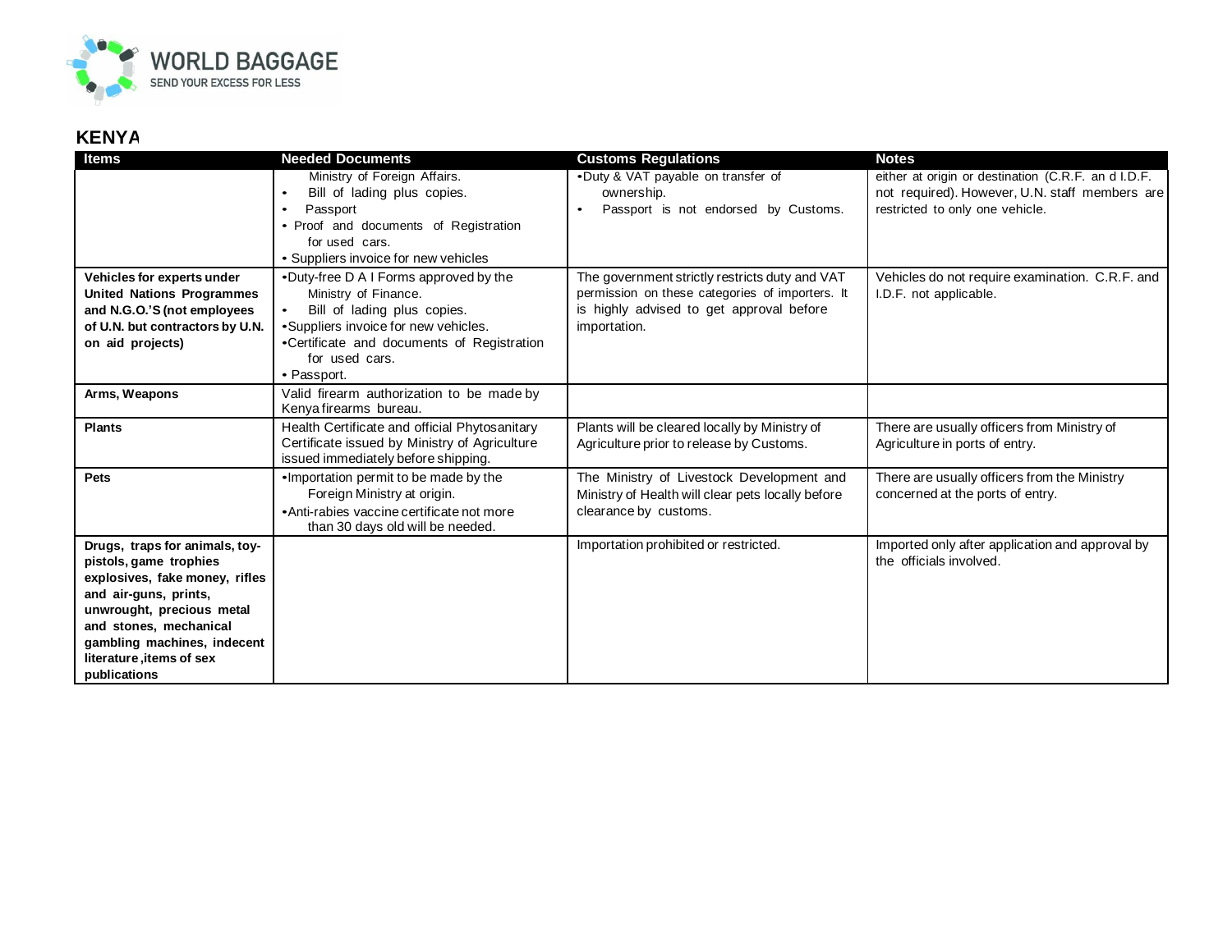## KENYA

| Items | Needed Documents | Customs Regulations | Notes |
|---|---|---|---|
| | Ministry of Foreign Affairs.<br>• Bill of lading plus copies.<br>• Passport<br>• Proof and documents of Registration for used cars.<br>• Suppliers invoice for new vehicles | •Duty & VAT payable on transfer of ownership.<br>• Passport is not endorsed by Customs. | either at origin or destination (C.R.F. an d I.D.F. not required). However, U.N. staff members are restricted to only one vehicle. |
| **Vehicles for experts under United Nations Programmes and N.G.O.'S (not employees of U.N. but contractors by U.N. on aid projects)** | •Duty-free D A I Forms approved by the Ministry of Finance.<br>• Bill of lading plus copies.<br>•Suppliers invoice for new vehicles.<br>•Certificate and documents of Registration for used cars.<br>• Passport. | The government strictly restricts duty and VAT permission on these categories of importers. It is highly advised to get approval before importation. | Vehicles do not require examination. C.R.F. and I.D.F. not applicable. |
| **Arms, Weapons** | Valid firearm authorization to be made by Kenya firearms bureau. | | |
| **Plants** | Health Certificate and official Phytosanitary Certificate issued by Ministry of Agriculture issued immediately before shipping. | Plants will be cleared locally by Ministry of Agriculture prior to release by Customs. | There are usually officers from Ministry of Agriculture in ports of entry. |
| **Pets** | •Importation permit to be made by the Foreign Ministry at origin.<br>•Anti-rabies vaccine certificate not more than 30 days old will be needed. | The Ministry of Livestock Development and Ministry of Health will clear pets locally before clearance by customs. | There are usually officers from the Ministry concerned at the ports of entry. |
| **Drugs, traps for animals, toy-pistols, game trophies explosives, fake money, rifles and air-guns, prints, unwrought, precious metal and stones, mechanical gambling machines, indecent literature ,items of sex publications** | | Importation prohibited or restricted. | Imported only after application and approval by the officials involved. |